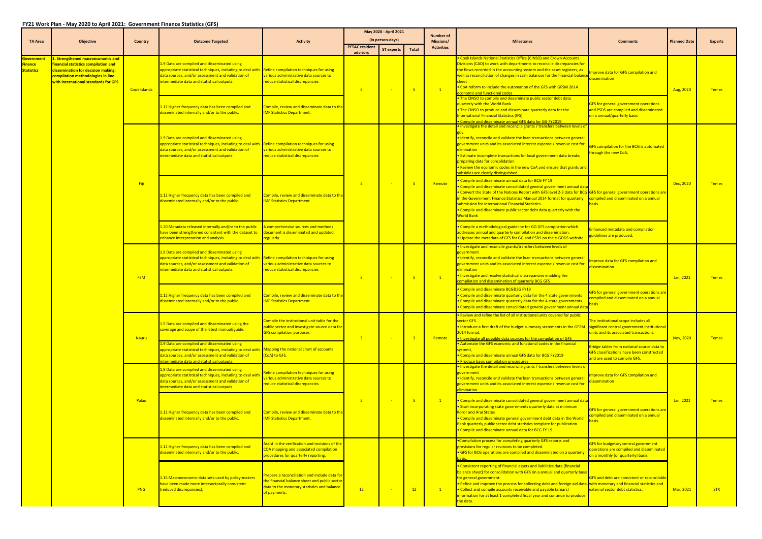# FY21 Work Plan - May 2020 to April 2021: Government Finance Statistics (GFS)

| TA Area | Objective | Country | Outcome Targeted | Activity | May 2020 - April 2021 (in person-days) | | | Number of Missions/ Activities | Milestones | Comments | Planned Date | Experts |
|---|---|---|---|---|---|---|---|---|---|---|---|---|
| | | | | | PFTAC resident advisors | ST experts | Total | | | | | |
| Government Finance Statistics | 1. Strengthened macroeconomic and financial statistics compilation and dissemination for decision making: compilation methodologies in line with international standards for GFS | Cook Islands | 1.9 Data are compiled and disseminated using appropriate statistical techniques, including to deal with data sources, and/or assessment and validation of intermediate data and statistical outputs. | Refine compilation techniques for using various administrative data sources to reduce statistical discrepancies | 5 | - | 5 | 1 | • Cook Islands National Statistics Office (CINSO) and Crown Accounts Divisions (CAD) to work with departments to reconcile discrepancies for the flows recorded in the accounting system and the asset registers, as well as reconciliation of changes in cash balances for the financial balance sheet<br>• CoA reform to include the automation of the GFS with GFSM 2014 economic and functional codes | Improve data for GFS compilation and dissemination | Aug, 2020 | Temes |
| | | | 1.12 Higher frequency data has been compiled and disseminated internally and/or to the public. | Compile, review and disseminate data to the IMF Statistics Department. | | | | | • The CINSO to compile and disseminate public sector debt data quarterly with the World Bank<br>• The CINSO to produce and disseminate quarterly data for the International Financial Statistics (IFS)<br>• Compile and disseminate annual GFS data for GG FY2019 | GFS for general government operations and PSDS are compiled and disseminated on a annual/quarterly basis | | |
| | | Fiji | 1.9 Data are compiled and disseminated using appropriate statistical techniques, including to deal with data sources, and/or assessment and validation of intermediate data and statistical outputs. | Refine compilation techniques for using various administrative data sources to reduce statistical discrepancies | 5 | - | 5 | Remote | • Investigate the detail and reconcile grants / transfers between levels of gov.<br>• Identify, reconcile and validate the loan transactions between general government units and its associated interest expense / revenue cost for elimination<br>• Estimate incomplete transactions for local government data breaks preparing data for consolidation<br>• Review the economic codes in the new CoA and ensure that grants and subsidies are clearly distinguished. | GFS compilation for the BCG is automated through the new CoA. | Dec, 2020 | Temes |
| | | | 1.12 Higher frequency data has been compiled and disseminated internally and/or to the public. | Compile, review and disseminate data to the IMF Statistics Department. | | | | | • Compile and disseminate annual data for BCG FY 19<br>• Compile and disseminate consolidated general government annual data<br>• Convert the State of the Nations Report with GFS level 2-3 data for BCG in the Government Finance Statistics Manual 2014 format for quarterly submission for International Financial Statistics<br>• Compile and disseminate public sector debt data quarterly with the World Bank | GFS for general government operations are compiled and disseminated on a annual basis. | | |
| | | | 1.20 Metadata released internally and/or to the public have been strengthened consistent with the dataset to enhance interpretation and analysis. | A comprehensive sources and methods document is disseminated and updated regularly | | | | | • Compile a methodological guideline for GG GFS compilation which addresses annual and quarterly compilation and dissemination.<br>• Update the metadata of GFS for GG and PSDS on the e-GDDS website | Enhanced metadata and compilation guidelines are produced. | | |
| | | FSM | 1.9 Data are compiled and disseminated using appropriate statistical techniques, including to deal with data sources, and/or assessment and validation of intermediate data and statistical outputs. | Refine compilation techniques for using various administrative data sources to reduce statistical discrepancies | 5 | - | 5 | 1 | • Investigate and reconcile grants/transfers between levels of government<br>• Identify, reconcile and validate the loan transactions between general government units and its associated interest expense / revenue cost for elimination<br>• Investigate and resolve statistical discrepancies enabling the compilation and dissemination of quarterly BCG GFS | Improve data for GFS compilation and dissemination | Jan, 2021 | Temes |
| | | | 1.12 Higher frequency data has been compiled and disseminated internally and/or to the public. | Compile, review and disseminate data to the IMF Statistics Department. | | | | | • Compile and disseminate BCG&SG FY19<br>• Compile and disseminate quarterly data for the 4 state governments<br>• Compile and disseminate quarterly data for the 4 state governments<br>• Compile and disseminate consolidated general government annual data | GFS for general government operations are compiled and disseminated on a annual basis. | | |
| | | Nauru | 1.5 Data are compiled and disseminated using the coverage and scope of the latest manual/guide. | Compile the institutional unit table for the public sector and investigate source data for GFS compilation purposes. | 3 | - | 3 | Remote | • Review and refine the list of all institutional units covered for public sector GFS.<br>• Introduce a first draft of the budget summary statements in the GFSM 2014 format.<br>• Investigate all possible data sources for the compilation of GFS | The institutional scope includes all significant central government institutional units and its associated transactions. | Nov, 2020 | Temes |
| | | | 1.9 Data are compiled and disseminated using appropriate statistical techniques, including to deal with data sources, and/or assessment and validation of intermediate data and statistical outputs. | Mapping the national chart of accounts (CoA) to GFS. | | | | | • Automate the GFS economic and functional codes in the financial system\<br>• Compile and disseminate annual GFS data for BCG FY2019<br>• Produce basic compilation procedures | Bridge tables from national source data to GFS classifications have been constructed and are used to compile GFS. | | |
| | | Palau | 1.9 Data are compiled and disseminated using appropriate statistical techniques, including to deal with data sources, and/or assessment and validation of intermediate data and statistical outputs. | Refine compilation techniques for using various administrative data sources to reduce statistical discrepancies | 5 | - | 5 | 1 | • Investigate the detail and reconcile grants / transfers between levels of government<br>• Identify, reconcile and validate the loan transactions between general government units and its associated interest expense / revenue cost for elimination | Improve data for GFS compilation and dissemination | Jan, 2021 | Temes |
| | | | 1.12 Higher frequency data has been compiled and disseminated internally and/or to the public. | Compile, review and disseminate data to the IMF Statistics Department. | | | | | • Compile and disseminate consolidated general government annual data<br>• Start incorporating state governments quarterly data at minimum Koror and Arai States<br>• Compile and disseminate general government debt data in the World Bank quarterly public sector debt statistics template for publication<br>• Compile and disseminate annual data for BCG FY 19 | GFS for general government operations are compiled and disseminated on a annual basis. | | |
| | | PNG | 1.12 Higher frequency data has been compiled and disseminated internally and/or to the public. | Assist in the verification and revisions of the COA mapping and associated compilation procedures for quarterly reporting. | 12 | - | 12 | 1 | •Compilation process for completing quarterly GFS reports and provisions for regular revisions to be completed.<br>• GFS for BCG operations are compiled and disseminated on a quarterly basis. | GFS for budgetary central government operations are compiled and disseminated on a monthly (or quarterly) basis. | Mar, 2021 | STX |
| | | | 1.15 Macroeconomic data sets used by policy-makers have been made more intersectorally consistent (reduced discrepancies). | Prepare a reconciliation and include data for the financial balance sheet and public sector data to the monetary statistics and balance of payments. | | | | | • Consistent reporting of financial assets and liabilities data (financial balance sheet) for consolidation with GFS on a annual and quarterly basis for general government.<br>• Refine and improve the process for collecting debt and foreign aid data.<br>• Collect and compile accounts receivable and payable (arears) information for at least 1 completed fiscal year and continue to produce the data. | GFS and debt are consistent or reconcilable with monetary and financial statistics and external sector debt statistics. | | |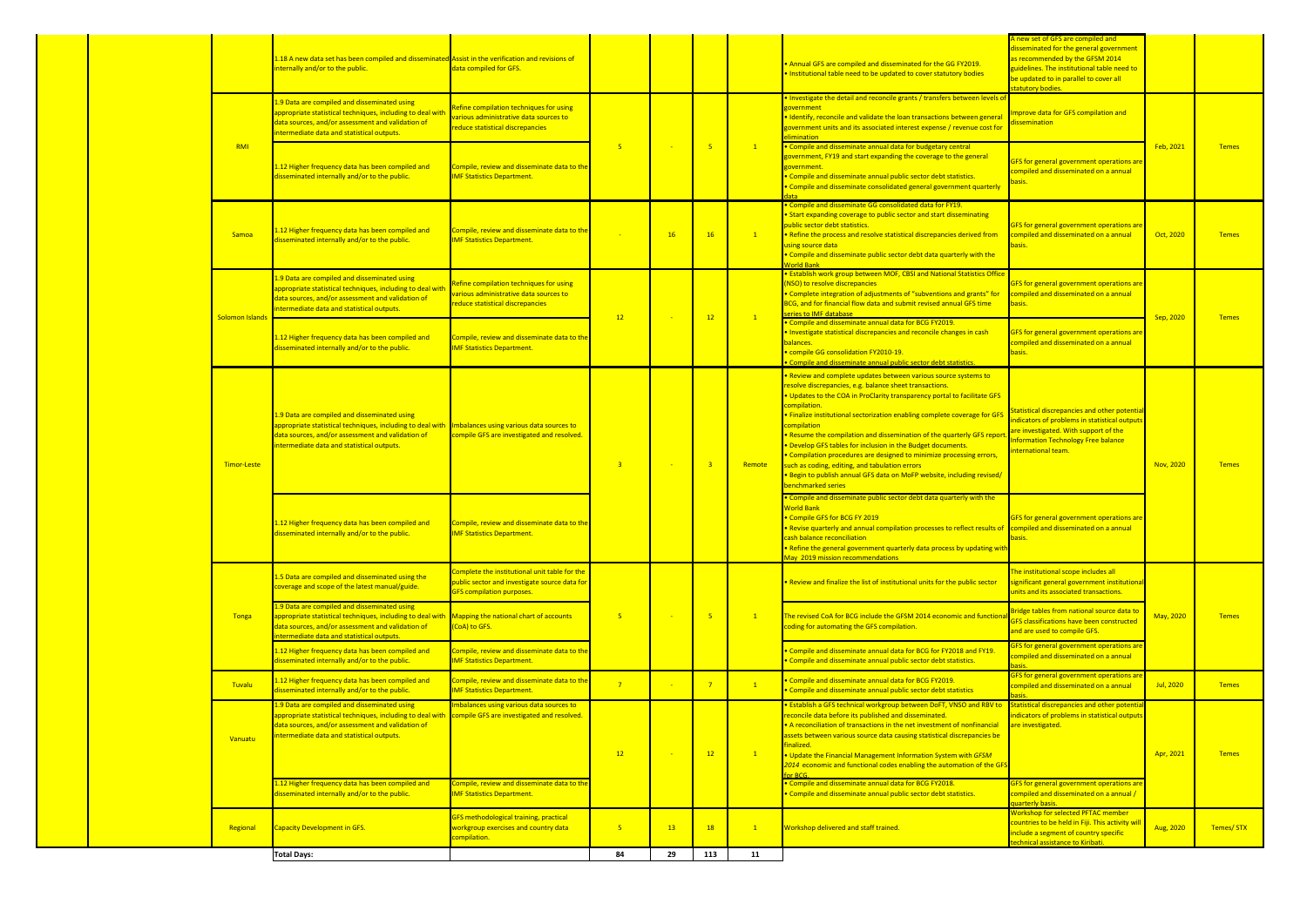| | | | | | | | | | |
|---|---|---|---|---|---|---|---|---|---|
| | 1.18 A new data set has been compiled and disseminated internally and/or to the public. | Assist in the verification and revisions of data compiled for GFS. | | | | | • Annual GFS are compiled and disseminated for the GG FY2019.<br>• Institutional table need to be updated to cover statutory bodies | A new set of GFS are compiled and disseminated for the general government as recommended by the GFSM 2014 guidelines. The institutional table need to be updated in parallel to cover all statutory bodies. | | |
| RMI | 1.9 Data are compiled and disseminated using appropriate statistical techniques, including to deal with data sources, and/or assessment and validation of intermediate data and statistical outputs. | Refine compilation techniques for using various administrative data sources to reduce statistical discrepancies | 5 | - | 5 | 1 | • Investigate the detail and reconcile grants / transfers between levels of government<br>• Identify, reconcile and validate the loan transactions between general government units and its associated interest expense / revenue cost for elimination | Improve data for GFS compilation and dissemination | Feb, 2021 | Temes |
| | 1.12 Higher frequency data has been compiled and disseminated internally and/or to the public. | Compile, review and disseminate data to the IMF Statistics Department. | | | | | • Compile and disseminate annual data for budgetary central government, FY19 and start expanding the coverage to the general government.<br>• Compile and disseminate annual public sector debt statistics.<br>• Compile and disseminate consolidated general government quarterly data | GFS for general government operations are compiled and disseminated on a annual basis. | | |
| Samoa | 1.12 Higher frequency data has been compiled and disseminated internally and/or to the public. | Compile, review and disseminate data to the IMF Statistics Department. | - | 16 | 16 | 1 | • Compile and disseminate GG consolidated data for FY19.<br>• Start expanding coverage to public sector and start disseminating public sector debt statistics.<br>• Refine the process and resolve statistical discrepancies derived from using source data<br>• Compile and disseminate public sector debt data quarterly with the World Bank | GFS for general government operations are compiled and disseminated on a annual basis. | Oct, 2020 | Temes |
| Solomon Islands | 1.9 Data are compiled and disseminated using appropriate statistical techniques, including to deal with data sources, and/or assessment and validation of intermediate data and statistical outputs. | Refine compilation techniques for using various administrative data sources to reduce statistical discrepancies | 12 | - | 12 | 1 | • Establish work group between MOF, CBSI and National Statistics Office (NSO) to resolve discrepancies<br>• Complete integration of adjustments of "subventions and grants" for BCG, and for financial flow data and submit revised annual GFS time series to IMF database | GFS for general government operations are compiled and disseminated on a annual basis. | Sep, 2020 | Temes |
| | 1.12 Higher frequency data has been compiled and disseminated internally and/or to the public. | Compile, review and disseminate data to the IMF Statistics Department. | | | | | • Compile and disseminate annual data for BCG FY2019.<br>• Investigate statistical discrepancies and reconcile changes in cash balances.<br>• compile GG consolidation FY2010-19.<br>• Compile and disseminate annual public sector debt statistics. | GFS for general government operations are compiled and disseminated on a annual basis. | | |
| Timor-Leste | 1.9 Data are compiled and disseminated using appropriate statistical techniques, including to deal with data sources, and/or assessment and validation of intermediate data and statistical outputs. | Imbalances using various data sources to compile GFS are investigated and resolved. | 3 | - | 3 | Remote | • Review and complete updates between various source systems to resolve discrepancies, e.g. balance sheet transactions.<br>• Updates to the COA in ProClarity transparency portal to facilitate GFS compilation.<br>• Finalize institutional sectorization enabling complete coverage for GFS compilation<br>• Resume the compilation and dissemination of the quarterly GFS report.<br>• Develop GFS tables for inclusion in the Budget documents.<br>• Compilation procedures are designed to minimize processing errors, such as coding, editing, and tabulation errors<br>• Begin to publish annual GFS data on MoFP website, including revised/ benchmarked series | Statistical discrepancies and other potential indicators of problems in statistical outputs are investigated. With support of the Information Technology Free balance international team. | Nov, 2020 | Temes |
| | 1.12 Higher frequency data has been compiled and disseminated internally and/or to the public. | Compile, review and disseminate data to the IMF Statistics Department. | | | | | • Compile and disseminate public sector debt data quarterly with the World Bank<br>• Compile GFS for BCG FY 2019<br>• Revise quarterly and annual compilation processes to reflect results of cash balance reconciliation<br>• Refine the general government quarterly data process by updating with May 2019 mission recommendations | GFS for general government operations are compiled and disseminated on a annual basis. | | |
| Tonga | 1.5 Data are compiled and disseminated using the coverage and scope of the latest manual/guide. | Complete the institutional unit table for the public sector and investigate source data for GFS compilation purposes. | 5 | - | 5 | 1 | • Review and finalize the list of institutional units for the public sector | The institutional scope includes all significant general government institutional units and its associated transactions. | May, 2020 | Temes |
| | 1.9 Data are compiled and disseminated using appropriate statistical techniques, including to deal with data sources, and/or assessment and validation of intermediate data and statistical outputs. | Mapping the national chart of accounts (CoA) to GFS. | | | | | The revised CoA for BCG include the GFSM 2014 economic and functional coding for automating the GFS compilation. | Bridge tables from national source data to GFS classifications have been constructed and are used to compile GFS. | | |
| | 1.12 Higher frequency data has been compiled and disseminated internally and/or to the public. | Compile, review and disseminate data to the IMF Statistics Department. | | | | | • Compile and disseminate annual data for BCG for FY2018 and FY19.<br>• Compile and disseminate annual public sector debt statistics. | GFS for general government operations are compiled and disseminated on a annual basis. | | |
| Tuvalu | 1.12 Higher frequency data has been compiled and disseminated internally and/or to the public. | Compile, review and disseminate data to the IMF Statistics Department. | 7 | - | 7 | 1 | • Compile and disseminate annual data for BCG FY2019.<br>• Compile and disseminate annual public sector debt statistics | GFS for general government operations are compiled and disseminated on a annual basis. | Jul, 2020 | Temes |
| Vanuatu | 1.9 Data are compiled and disseminated using appropriate statistical techniques, including to deal with data sources, and/or assessment and validation of intermediate data and statistical outputs. | Imbalances using various data sources to compile GFS are investigated and resolved. | 12 | - | 12 | 1 | • Establish a GFS technical workgroup between DoFT, VNSO and RBV to reconcile data before its published and disseminated.<br>• A reconciliation of transactions in the net investment of nonfinancial assets between various source data causing statistical discrepancies be finalized.<br>• Update the Financial Management Information System with *GFSM 2014* economic and functional codes enabling the automation of the GFS for BCG. | Statistical discrepancies and other potential indicators of problems in statistical outputs are investigated. | Apr, 2021 | Temes |
| | 1.12 Higher frequency data has been compiled and disseminated internally and/or to the public. | Compile, review and disseminate data to the IMF Statistics Department. | | | | | • Compile and disseminate annual data for BCG FY2018.<br>• Compile and disseminate annual public sector debt statistics. | GFS for general government operations are compiled and disseminated on a annual / quarterly basis. | | |
| Regional | Capacity Development in GFS. | GFS methodological training, practical workgroup exercises and country data compilation. | 5 | 13 | 18 | 1 | Workshop delivered and staff trained. | Workshop for selected PFTAC member countries to be held in Fiji. This activity will include a segment of country specific technical assistance to Kiribati. | Aug, 2020 | Temes/ STX |
| | Total Days: | | 84 | 29 | 113 | 11 | | | | |